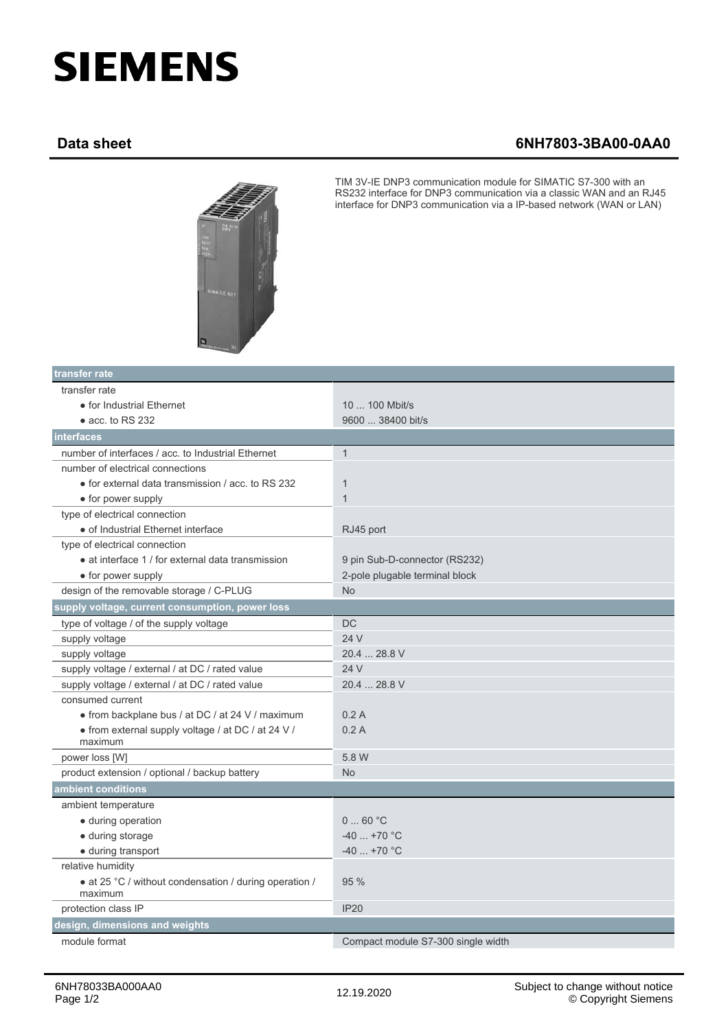# SIEMENS

## Data sheet 6NH7803-3BA00-0AA0

TIM 3V-IE DNP3 communication module for SIMATIC S7-300 with an RS232 interface for DNP3 communication via a classic WAN and an RJ45 interface for DNP3 communication via a IP-based network (WAN or LAN)

| **transfer rate** | |
|---|---|
| transfer rate | |
| • for Industrial Ethernet | 10 ... 100 Mbit/s |
| • acc. to RS 232 | 9600 ... 38400 bit/s |
| **interfaces** | |
| number of interfaces / acc. to Industrial Ethernet | 1 |
| number of electrical connections | |
| • for external data transmission / acc. to RS 232 | 1 |
| • for power supply | 1 |
| type of electrical connection | |
| • of Industrial Ethernet interface | RJ45 port |
| type of electrical connection | |
| • at interface 1 / for external data transmission | 9 pin Sub-D-connector (RS232) |
| • for power supply | 2-pole plugable terminal block |
| design of the removable storage / C-PLUG | No |
| **supply voltage, current consumption, power loss** | |
| type of voltage / of the supply voltage | DC |
| supply voltage | 24 V |
| supply voltage | 20.4 ... 28.8 V |
| supply voltage / external / at DC / rated value | 24 V |
| supply voltage / external / at DC / rated value | 20.4 ... 28.8 V |
| consumed current | |
| • from backplane bus / at DC / at 24 V / maximum | 0.2 A |
| • from external supply voltage / at DC / at 24 V / maximum | 0.2 A |
| power loss [W] | 5.8 W |
| product extension / optional / backup battery | No |
| **ambient conditions** | |
| ambient temperature | |
| • during operation | 0 ... 60 °C |
| • during storage | -40 ... +70 °C |
| • during transport | -40 ... +70 °C |
| relative humidity | |
| • at 25 °C / without condensation / during operation / maximum | 95 % |
| protection class IP | IP20 |
| **design, dimensions and weights** | |
| module format | Compact module S7-300 single width |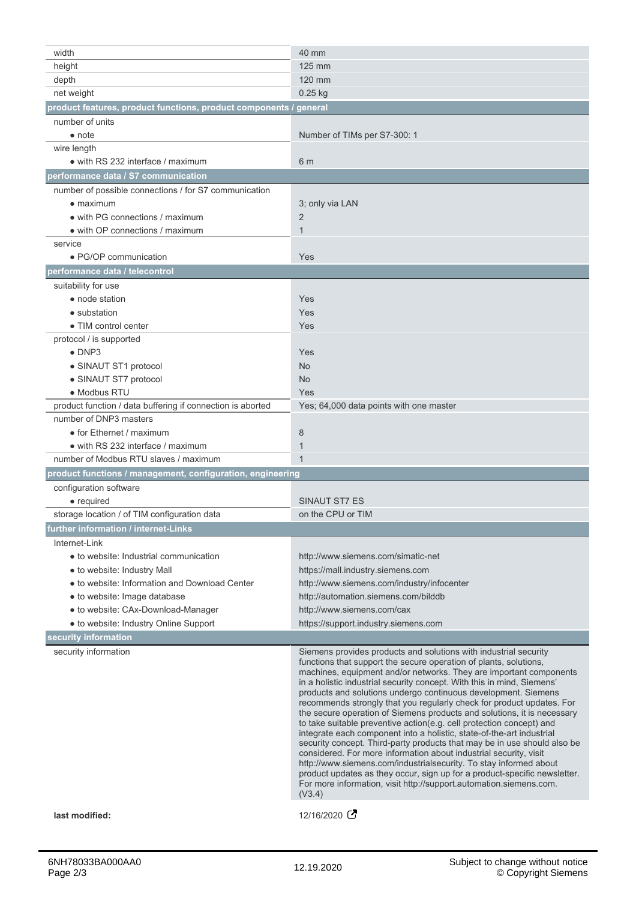| | |
|---|---|
| width | 40 mm |
| height | 125 mm |
| depth | 120 mm |
| net weight | 0.25 kg |
| **product features, product functions, product components / general** | |
| number of units | |
| • note | Number of TIMs per S7-300: 1 |
| wire length | |
| • with RS 232 interface / maximum | 6 m |
| **performance data / S7 communication** | |
| number of possible connections / for S7 communication | |
| • maximum | 3; only via LAN |
| • with PG connections / maximum | 2 |
| • with OP connections / maximum | 1 |
| service | |
| • PG/OP communication | Yes |
| **performance data / telecontrol** | |
| suitability for use | |
| • node station | Yes |
| • substation | Yes |
| • TIM control center | Yes |
| protocol / is supported | |
| • DNP3 | Yes |
| • SINAUT ST1 protocol | No |
| • SINAUT ST7 protocol | No |
| • Modbus RTU | Yes |
| product function / data buffering if connection is aborted | Yes; 64,000 data points with one master |
| number of DNP3 masters | |
| • for Ethernet / maximum | 8 |
| • with RS 232 interface / maximum | 1 |
| number of Modbus RTU slaves / maximum | 1 |
| **product functions / management, configuration, engineering** | |
| configuration software | |
| • required | SINAUT ST7 ES |
| storage location / of TIM configuration data | on the CPU or TIM |
| **further information / internet-Links** | |
| Internet-Link | |
| • to website: Industrial communication | http://www.siemens.com/simatic-net |
| • to website: Industry Mall | https://mall.industry.siemens.com |
| • to website: Information and Download Center | http://www.siemens.com/industry/infocenter |
| • to website: Image database | http://automation.siemens.com/bilddb |
| • to website: CAx-Download-Manager | http://www.siemens.com/cax |
| • to website: Industry Online Support | https://support.industry.siemens.com |
| **security information** | |
| security information | Siemens provides products and solutions with industrial security functions that support the secure operation of plants, solutions, machines, equipment and/or networks. They are important components in a holistic industrial security concept. With this in mind, Siemens' products and solutions undergo continuous development. Siemens recommends strongly that you regularly check for product updates. For the secure operation of Siemens products and solutions, it is necessary to take suitable preventive action(e.g. cell protection concept) and integrate each component into a holistic, state-of-the-art industrial security concept. Third-party products that may be in use should also be considered. For more information about industrial security, visit http://www.siemens.com/industrialsecurity. To stay informed about product updates as they occur, sign up for a product-specific newsletter. For more information, visit http://support.automation.siemens.com. (V3.4) |

**last modified:** 12/16/2020

6NH78033BA000AA0

12.19.2020

Subject to change without notice
© Copyright Siemens